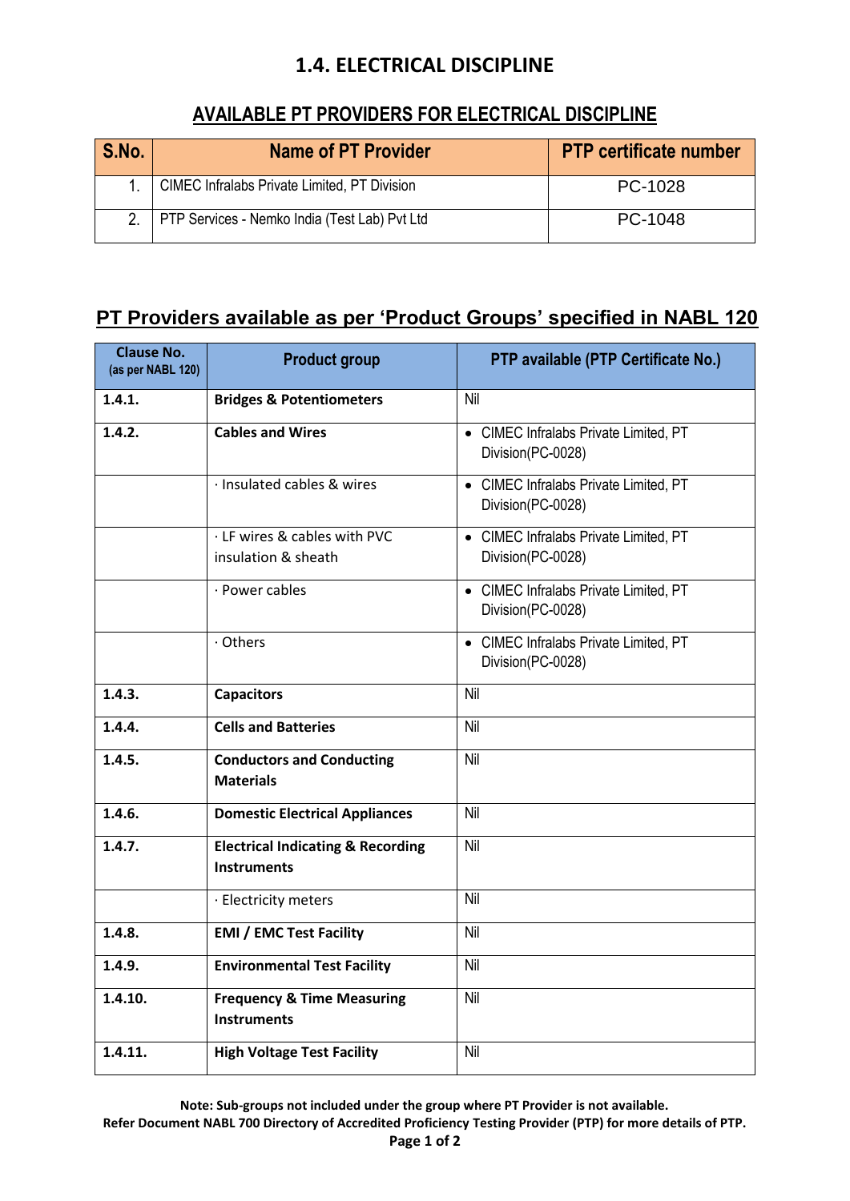# 1.4. ELECTRICAL DISCIPLINE

## AVAILABLE PT PROVIDERS FOR ELECTRICAL DISCIPLINE

| S.No. | Name of PT Provider | PTP certificate number |
|---|---|---|
| 1. | CIMEC Infralabs Private Limited, PT Division | PC-1028 |
| 2. | PTP Services - Nemko India (Test Lab) Pvt Ltd | PC-1048 |

## PT Providers available as per 'Product Groups' specified in NABL 120

| Clause No. (as per NABL 120) | Product group | PTP available (PTP Certificate No.) |
|---|---|---|
| **1.4.1.** | **Bridges & Potentiometers** | Nil |
| **1.4.2.** | **Cables and Wires** | • CIMEC Infralabs Private Limited, PT Division(PC-0028) |
| | · Insulated cables & wires | • CIMEC Infralabs Private Limited, PT Division(PC-0028) |
| | · LF wires & cables with PVC insulation & sheath | • CIMEC Infralabs Private Limited, PT Division(PC-0028) |
| | · Power cables | • CIMEC Infralabs Private Limited, PT Division(PC-0028) |
| | · Others | • CIMEC Infralabs Private Limited, PT Division(PC-0028) |
| **1.4.3.** | **Capacitors** | Nil |
| **1.4.4.** | **Cells and Batteries** | Nil |
| **1.4.5.** | **Conductors and Conducting Materials** | Nil |
| **1.4.6.** | **Domestic Electrical Appliances** | Nil |
| **1.4.7.** | **Electrical Indicating & Recording Instruments** | Nil |
| | · Electricity meters | Nil |
| **1.4.8.** | **EMI / EMC Test Facility** | Nil |
| **1.4.9.** | **Environmental Test Facility** | Nil |
| **1.4.10.** | **Frequency & Time Measuring Instruments** | Nil |
| **1.4.11.** | **High Voltage Test Facility** | Nil |

**Note: Sub-groups not included under the group where PT Provider is not available.**
**Refer Document NABL 700 Directory of Accredited Proficiency Testing Provider (PTP) for more details of PTP.**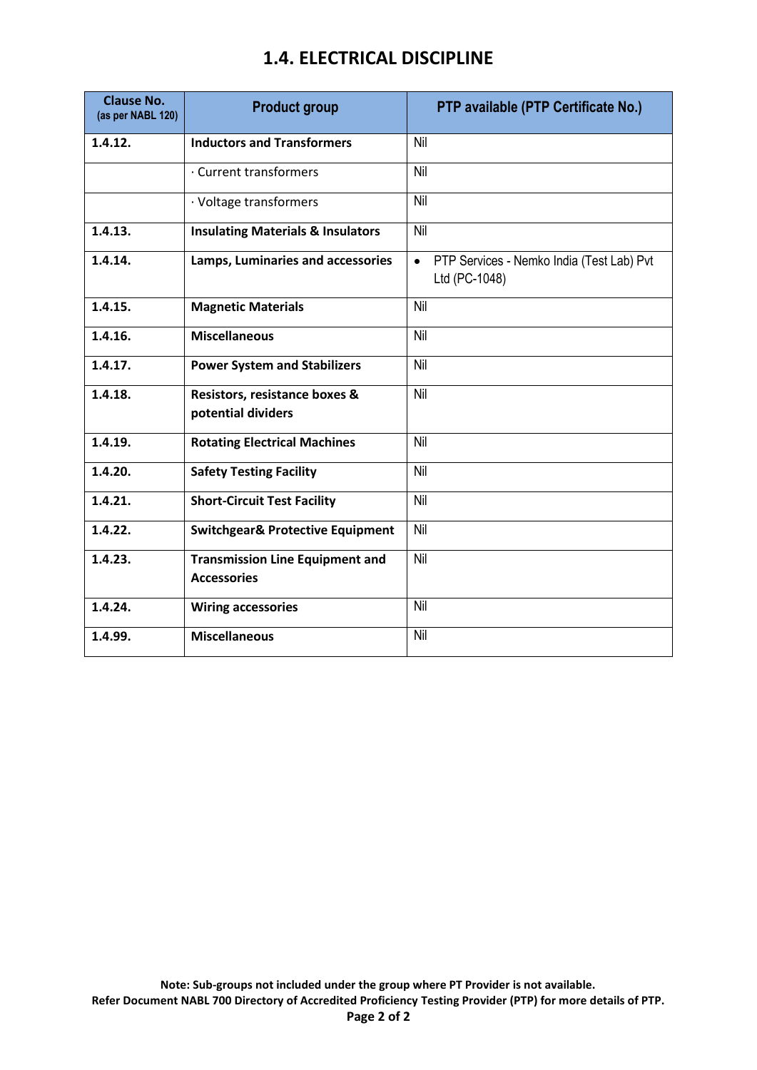## 1.4. ELECTRICAL DISCIPLINE

| Clause No. (as per NABL 120) | Product group | PTP available (PTP Certificate No.) |
|---|---|---|
| **1.4.12.** | **Inductors and Transformers** | Nil |
| | · Current transformers | Nil |
| | · Voltage transformers | Nil |
| **1.4.13.** | **Insulating Materials & Insulators** | Nil |
| **1.4.14.** | **Lamps, Luminaries and accessories** | • PTP Services - Nemko India (Test Lab) Pvt Ltd (PC-1048) |
| **1.4.15.** | **Magnetic Materials** | Nil |
| **1.4.16.** | **Miscellaneous** | Nil |
| **1.4.17.** | **Power System and Stabilizers** | Nil |
| **1.4.18.** | **Resistors, resistance boxes & potential dividers** | Nil |
| **1.4.19.** | **Rotating Electrical Machines** | Nil |
| **1.4.20.** | **Safety Testing Facility** | Nil |
| **1.4.21.** | **Short-Circuit Test Facility** | Nil |
| **1.4.22.** | **Switchgear& Protective Equipment** | Nil |
| **1.4.23.** | **Transmission Line Equipment and Accessories** | Nil |
| **1.4.24.** | **Wiring accessories** | Nil |
| **1.4.99.** | **Miscellaneous** | Nil |

**Note: Sub-groups not included under the group where PT Provider is not available.**
**Refer Document NABL 700 Directory of Accredited Proficiency Testing Provider (PTP) for more details of PTP.**